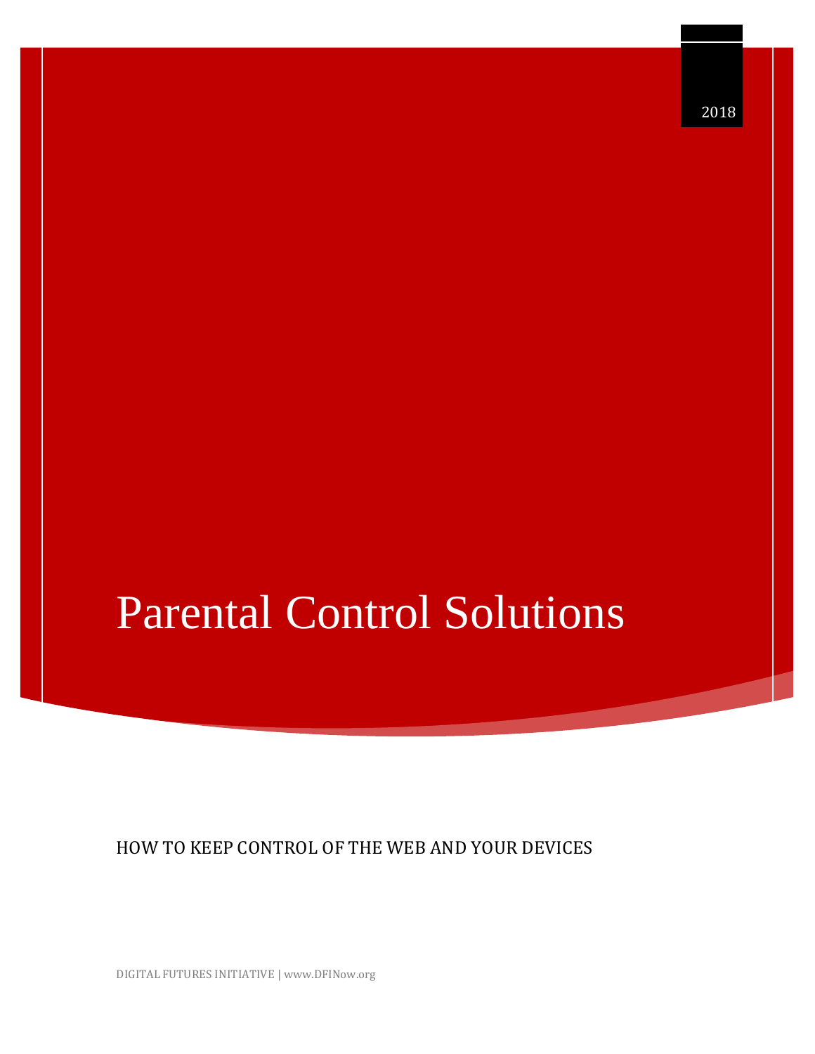2018

# Parental Control Solutions

HOW TO KEEP CONTROL OF THE WEB AND YOUR DEVICES

DIGITAL FUTURES INITIATIVE | www.DFINow.org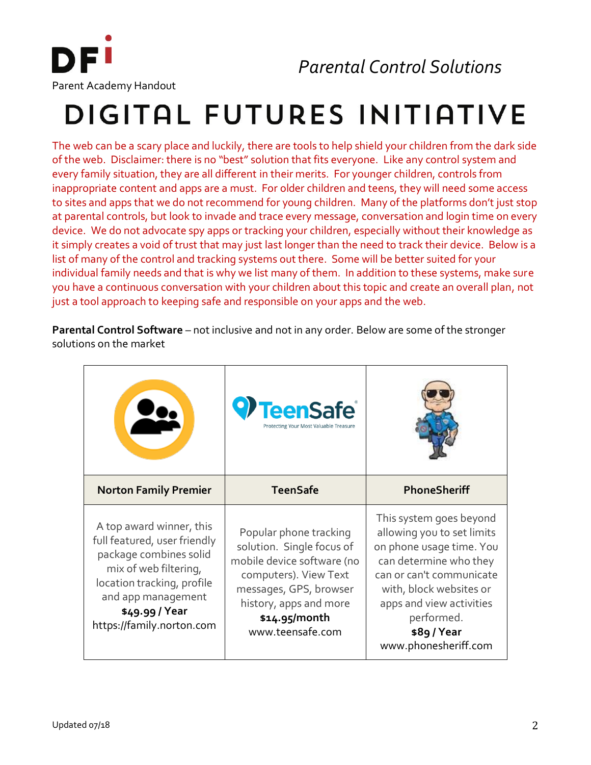DFi

Parent Academy Handout

*Parental Control Solutions*

# DIGITAL FUTURES INITIATIVE

The web can be a scary place and luckily, there are tools to help shield your children from the dark side of the web. Disclaimer: there is no "best" solution that fits everyone. Like any control system and every family situation, they are all different in their merits. For younger children, controls from inappropriate content and apps are a must. For older children and teens, they will need some access to sites and apps that we do not recommend for young children. Many of the platforms don't just stop at parental controls, but look to invade and trace every message, conversation and login time on every device. We do not advocate spy apps or tracking your children, especially without their knowledge as it simply creates a void of trust that may just last longer than the need to track their device. Below is a list of many of the control and tracking systems out there. Some will be better suited for your individual family needs and that is why we list many of them. In addition to these systems, make sure you have a continuous conversation with your children about this topic and create an overall plan, not just a tool approach to keeping safe and responsible on your apps and the web.

**Parental Control Software** – not inclusive and not in any order. Below are some of the stronger solutions on the market

| Norton Family Premier | TeenSafe | PhoneSheriff |
|---|---|---|
| A top award winner, this full featured, user friendly package combines solid mix of web filtering, location tracking, profile and app management **$49.99 / Year** https://family.norton.com | Popular phone tracking solution. Single focus of mobile device software (no computers). View Text messages, GPS, browser history, apps and more **$14.95/month** www.teensafe.com | This system goes beyond allowing you to set limits on phone usage time. You can determine who they can or can't communicate with, block websites or apps and view activities performed. **$89 / Year** www.phonesheriff.com |

Updated 07/18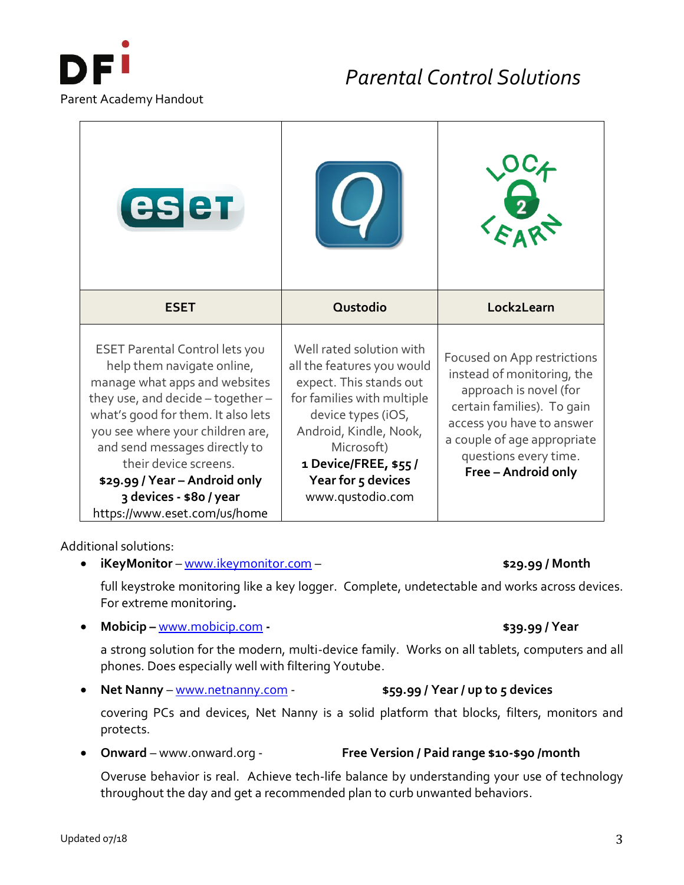DFi
Parent Academy Handout

# *Parental Control Solutions*

| ESET | Qustodio | Lock2Learn |
|---|---|---|
| ESET Parental Control lets you help them navigate online, manage what apps and websites they use, and decide – together – what's good for them. It also lets you see where your children are, and send messages directly to their device screens. **$29.99 / Year – Android only** **3 devices - $80 / year** https://www.eset.com/us/home | Well rated solution with all the features you would expect. This stands out for families with multiple device types (iOS, Android, Kindle, Nook, Microsoft) **1 Device/FREE, $55 / Year for 5 devices** www.qustodio.com | Focused on App restrictions instead of monitoring, the approach is novel (for certain families). To gain access you have to answer a couple of age appropriate questions every time. **Free – Android only** |

Additional solutions:

- **iKeyMonitor** – www.ikeymonitor.com – **$29.99 / Month**

  full keystroke monitoring like a key logger. Complete, undetectable and works across devices. For extreme monitoring**.**

- **Mobicip –** www.mobicip.com **-** **$39.99 / Year**

  a strong solution for the modern, multi-device family. Works on all tablets, computers and all phones. Does especially well with filtering Youtube.

- **Net Nanny** – www.netnanny.com - **$59.99 / Year / up to 5 devices**

  covering PCs and devices, Net Nanny is a solid platform that blocks, filters, monitors and protects.

- **Onward** – www.onward.org - **Free Version / Paid range $10-$90 /month**

  Overuse behavior is real. Achieve tech-life balance by understanding your use of technology throughout the day and get a recommended plan to curb unwanted behaviors.

Updated 07/18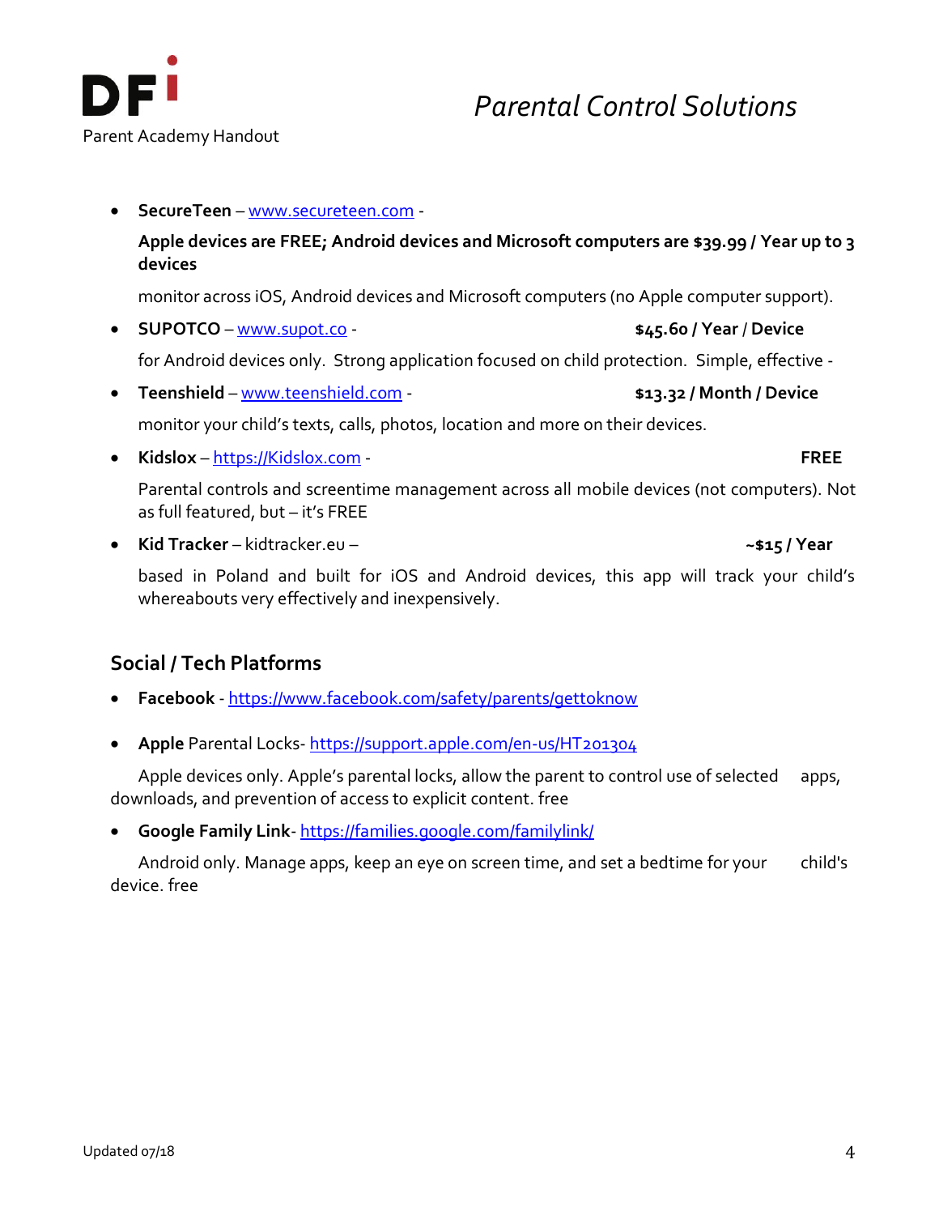- **SecureTeen** – [www.secureteen.com](http://www.secureteen.com) -

  **Apple devices are FREE; Android devices and Microsoft computers are $39.99 / Year up to 3 devices**

  monitor across iOS, Android devices and Microsoft computers (no Apple computer support).

- **SUPOTCO** – [www.supot.co](http://www.supot.co) - **$45.60 / Year / Device**

  for Android devices only. Strong application focused on child protection. Simple, effective -

- **Teenshield** – [www.teenshield.com](http://www.teenshield.com) - **$13.32 / Month / Device**

  monitor your child's texts, calls, photos, location and more on their devices.

- **Kidslox** – [https://Kidslox.com](https://Kidslox.com) - **FREE**

  Parental controls and screentime management across all mobile devices (not computers). Not as full featured, but – it's FREE

- **Kid Tracker** – kidtracker.eu – **~$15 / Year**

  based in Poland and built for iOS and Android devices, this app will track your child's whereabouts very effectively and inexpensively.

## Social / Tech Platforms

- **Facebook** - [https://www.facebook.com/safety/parents/gettoknow](https://www.facebook.com/safety/parents/gettoknow)

- **Apple** Parental Locks- [https://support.apple.com/en-us/HT201304](https://support.apple.com/en-us/HT201304)

  Apple devices only. Apple's parental locks, allow the parent to control use of selected apps, downloads, and prevention of access to explicit content. free

- **Google Family Link**- [https://families.google.com/familylink/](https://families.google.com/familylink/)

  Android only. Manage apps, keep an eye on screen time, and set a bedtime for your child's device. free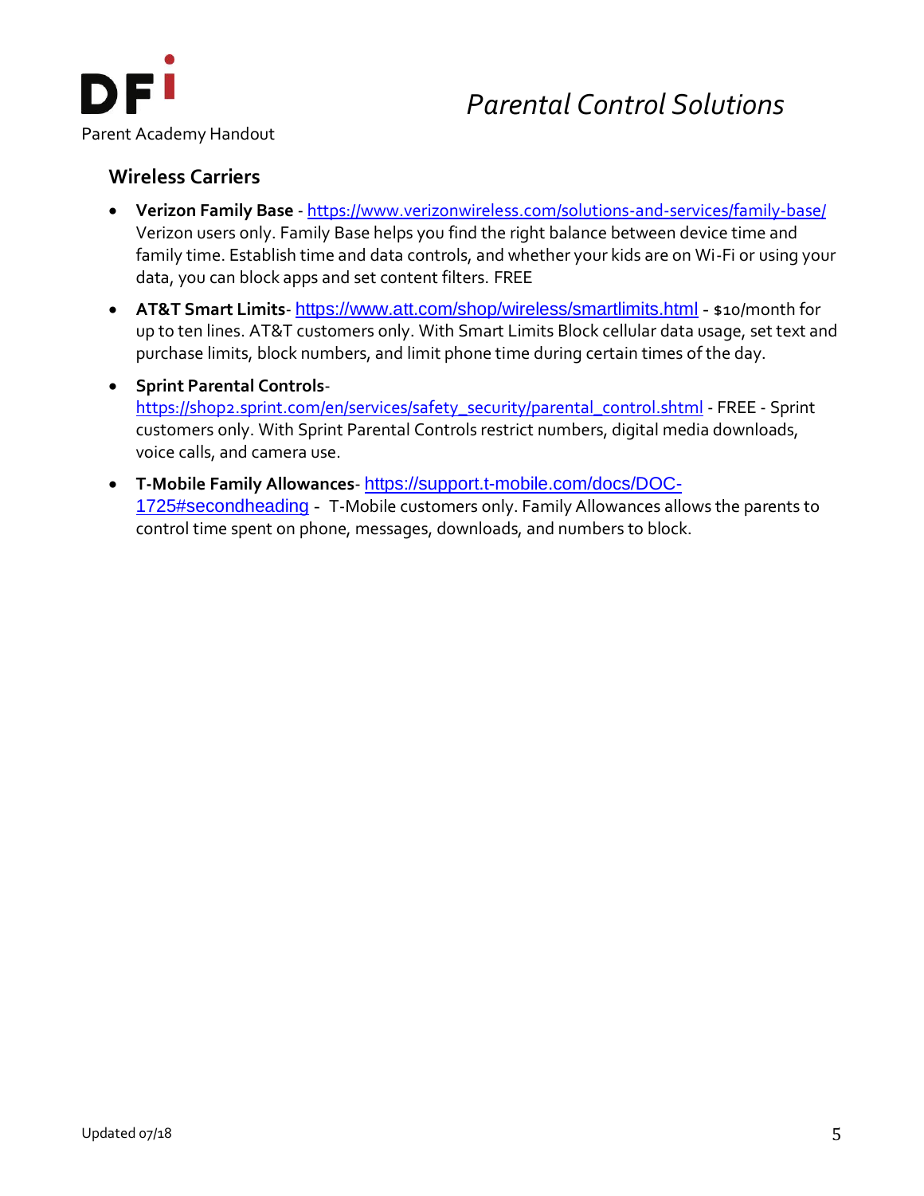# Parental Control Solutions

Parent Academy Handout

## Wireless Carriers

- **Verizon Family Base** - https://www.verizonwireless.com/solutions-and-services/family-base/ Verizon users only. Family Base helps you find the right balance between device time and family time. Establish time and data controls, and whether your kids are on Wi-Fi or using your data, you can block apps and set content filters. FREE
- **AT&T Smart Limits**- https://www.att.com/shop/wireless/smartlimits.html - $10/month for up to ten lines. AT&T customers only. With Smart Limits Block cellular data usage, set text and purchase limits, block numbers, and limit phone time during certain times of the day.
- **Sprint Parental Controls**- https://shop2.sprint.com/en/services/safety_security/parental_control.shtml - FREE - Sprint customers only. With Sprint Parental Controls restrict numbers, digital media downloads, voice calls, and camera use.
- **T-Mobile Family Allowances**- https://support.t-mobile.com/docs/DOC-1725#secondheading - T-Mobile customers only. Family Allowances allows the parents to control time spent on phone, messages, downloads, and numbers to block.

Updated 07/18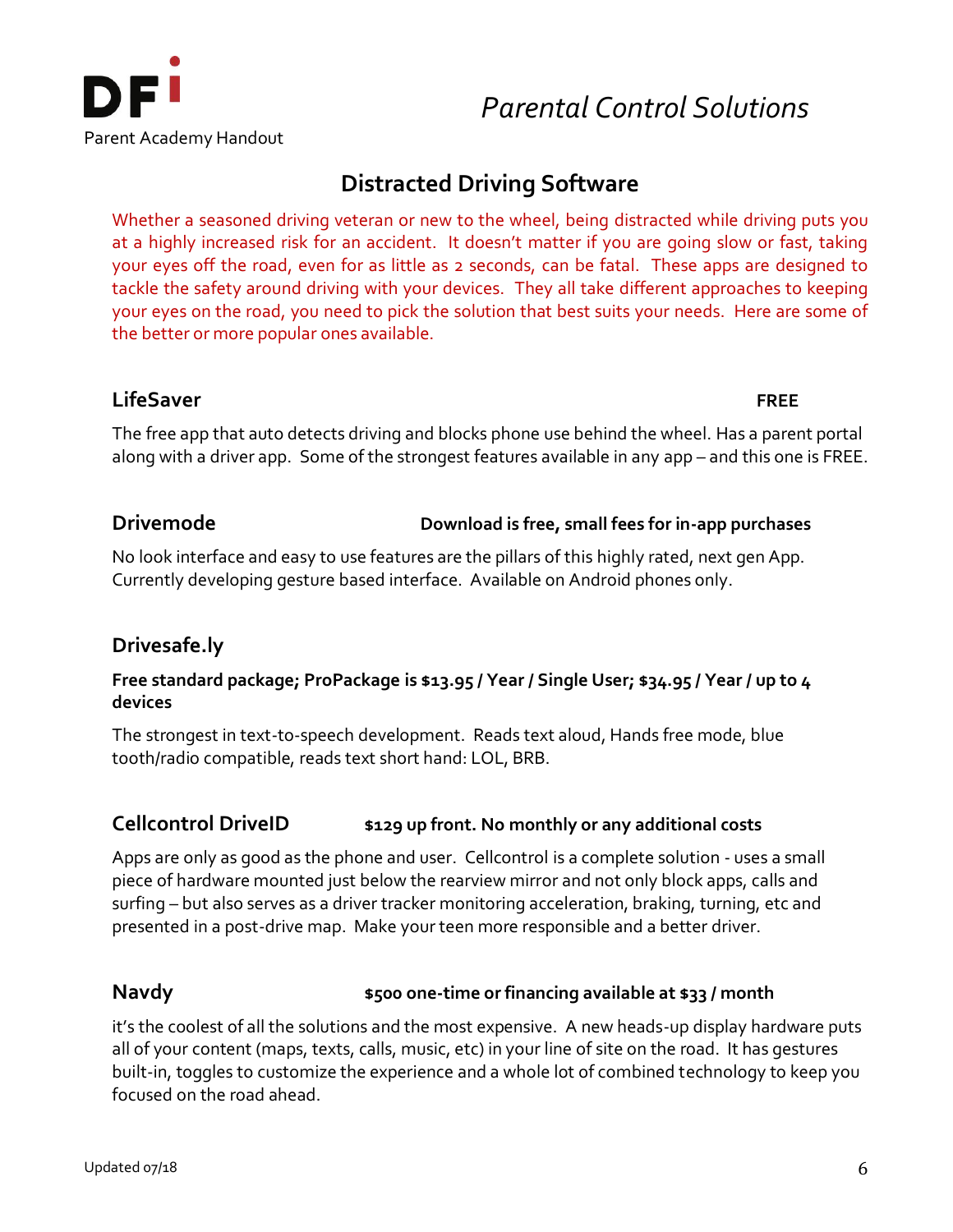DFi

Parent Academy Handout

*Parental Control Solutions*

## Distracted Driving Software

Whether a seasoned driving veteran or new to the wheel, being distracted while driving puts you at a highly increased risk for an accident. It doesn't matter if you are going slow or fast, taking your eyes off the road, even for as little as 2 seconds, can be fatal. These apps are designed to tackle the safety around driving with your devices. They all take different approaches to keeping your eyes on the road, you need to pick the solution that best suits your needs. Here are some of the better or more popular ones available.

### LifeSaver **FREE**

The free app that auto detects driving and blocks phone use behind the wheel. Has a parent portal along with a driver app. Some of the strongest features available in any app – and this one is FREE.

### Drivemode **Download is free, small fees for in-app purchases**

No look interface and easy to use features are the pillars of this highly rated, next gen App. Currently developing gesture based interface. Available on Android phones only.

### Drivesafe.ly

**Free standard package; ProPackage is $13.95 / Year / Single User; $34.95 / Year / up to 4 devices**

The strongest in text-to-speech development. Reads text aloud, Hands free mode, blue tooth/radio compatible, reads text short hand: LOL, BRB.

### Cellcontrol DriveID **$129 up front. No monthly or any additional costs**

Apps are only as good as the phone and user. Cellcontrol is a complete solution - uses a small piece of hardware mounted just below the rearview mirror and not only block apps, calls and surfing – but also serves as a driver tracker monitoring acceleration, braking, turning, etc and presented in a post-drive map. Make your teen more responsible and a better driver.

### Navdy **$500 one-time or financing available at $33 / month**

it's the coolest of all the solutions and the most expensive. A new heads-up display hardware puts all of your content (maps, texts, calls, music, etc) in your line of site on the road. It has gestures built-in, toggles to customize the experience and a whole lot of combined technology to keep you focused on the road ahead.

Updated 07/18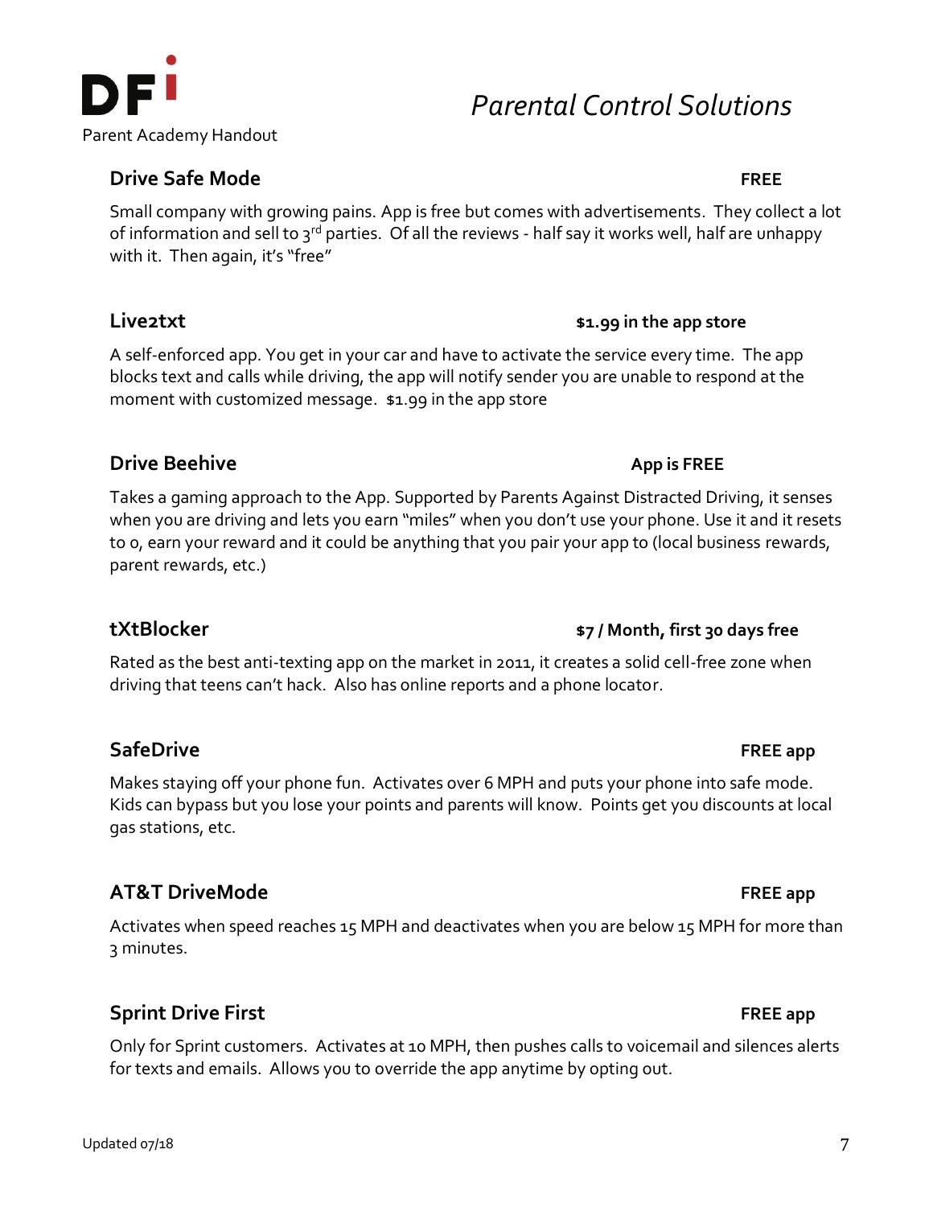DFi

Parent Academy Handout

# *Parental Control Solutions*

### Drive Safe Mode — FREE

Small company with growing pains. App is free but comes with advertisements. They collect a lot of information and sell to 3rd parties. Of all the reviews - half say it works well, half are unhappy with it. Then again, it's "free"

### Live2txt — $1.99 in the app store

A self-enforced app. You get in your car and have to activate the service every time. The app blocks text and calls while driving, the app will notify sender you are unable to respond at the moment with customized message. $1.99 in the app store

### Drive Beehive — App is FREE

Takes a gaming approach to the App. Supported by Parents Against Distracted Driving, it senses when you are driving and lets you earn "miles" when you don't use your phone. Use it and it resets to 0, earn your reward and it could be anything that you pair your app to (local business rewards, parent rewards, etc.)

### tXtBlocker — $7 / Month, first 30 days free

Rated as the best anti-texting app on the market in 2011, it creates a solid cell-free zone when driving that teens can't hack. Also has online reports and a phone locator.

### SafeDrive — FREE app

Makes staying off your phone fun. Activates over 6 MPH and puts your phone into safe mode. Kids can bypass but you lose your points and parents will know. Points get you discounts at local gas stations, etc.

### AT&T DriveMode — FREE app

Activates when speed reaches 15 MPH and deactivates when you are below 15 MPH for more than 3 minutes.

### Sprint Drive First — FREE app

Only for Sprint customers. Activates at 10 MPH, then pushes calls to voicemail and silences alerts for texts and emails. Allows you to override the app anytime by opting out.

Updated 07/18